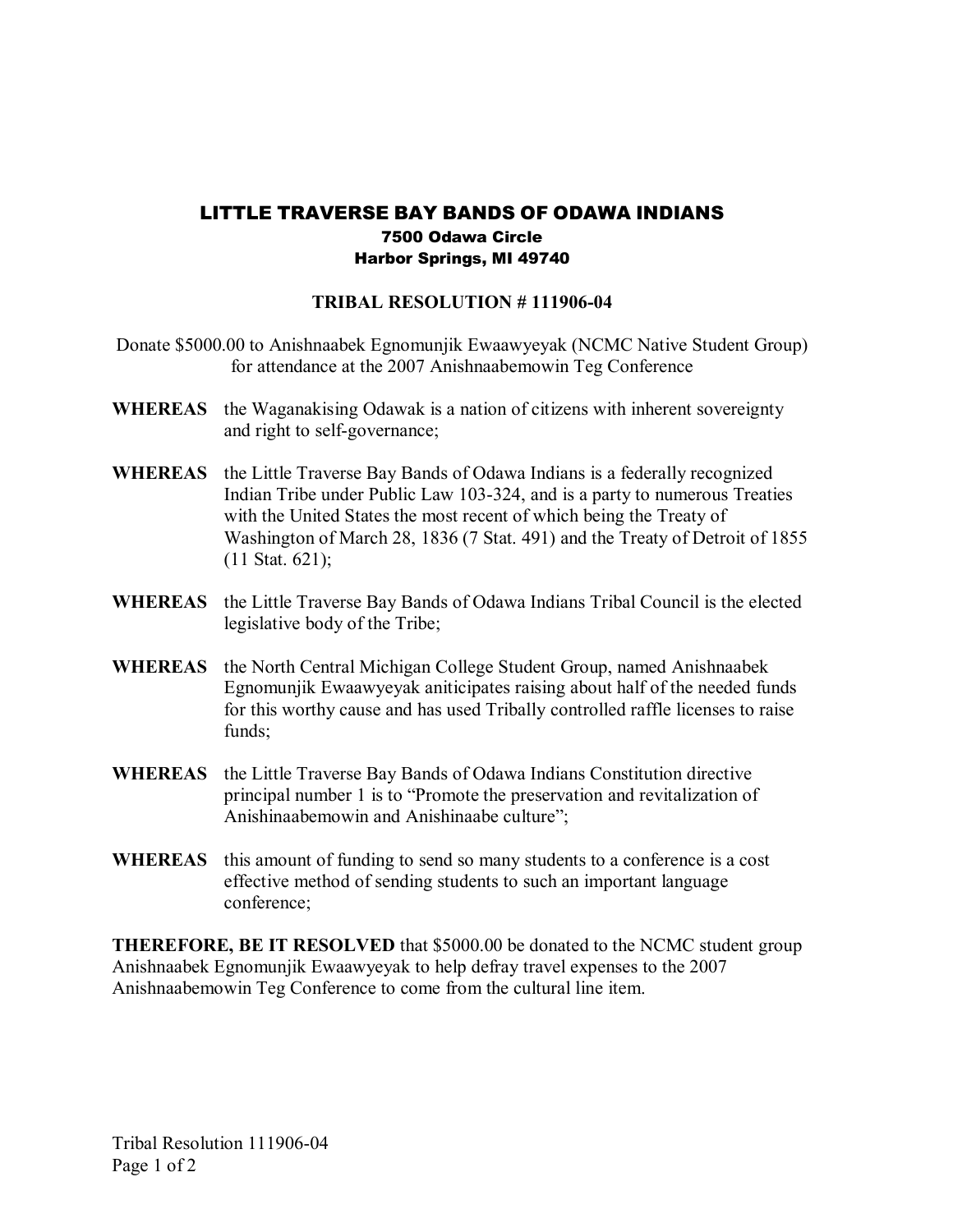# LITTLE TRAVERSE BAY BANDS OF ODAWA INDIANS

**7500 Odawa Circle**
**Harbor Springs, MI 49740**

## TRIBAL RESOLUTION # 111906-04

Donate $5000.00 to Anishnaabek Egnomunjik Ewaawyeyak (NCMC Native Student Group) for attendance at the 2007 Anishnaabemowin Teg Conference

**WHEREAS** the Waganakising Odawak is a nation of citizens with inherent sovereignty and right to self-governance;

**WHEREAS** the Little Traverse Bay Bands of Odawa Indians is a federally recognized Indian Tribe under Public Law 103-324, and is a party to numerous Treaties with the United States the most recent of which being the Treaty of Washington of March 28, 1836 (7 Stat. 491) and the Treaty of Detroit of 1855 (11 Stat. 621);

**WHEREAS** the Little Traverse Bay Bands of Odawa Indians Tribal Council is the elected legislative body of the Tribe;

**WHEREAS** the North Central Michigan College Student Group, named Anishnaabek Egnomunjik Ewaawyeyak aniticipates raising about half of the needed funds for this worthy cause and has used Tribally controlled raffle licenses to raise funds;

**WHEREAS** the Little Traverse Bay Bands of Odawa Indians Constitution directive principal number 1 is to "Promote the preservation and revitalization of Anishinaabemowin and Anishinaabe culture";

**WHEREAS** this amount of funding to send so many students to a conference is a cost effective method of sending students to such an important language conference;

**THEREFORE, BE IT RESOLVED** that $5000.00 be donated to the NCMC student group Anishnaabek Egnomunjik Ewaawyeyak to help defray travel expenses to the 2007 Anishnaabemowin Teg Conference to come from the cultural line item.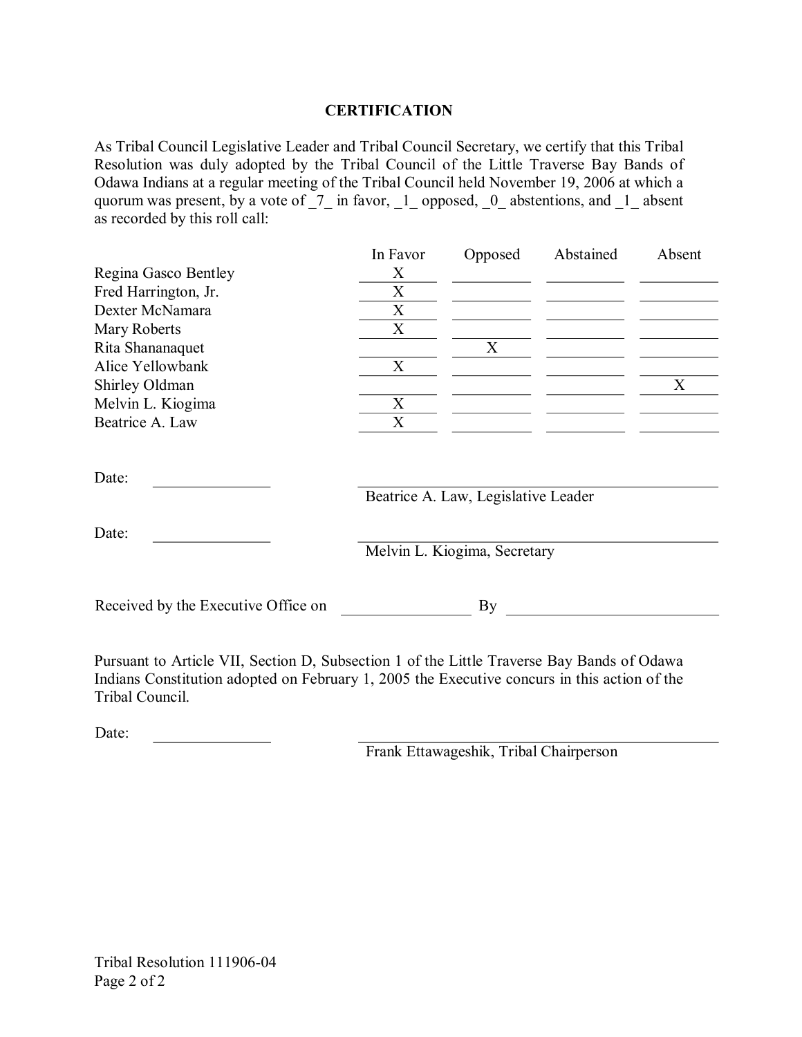## CERTIFICATION

As Tribal Council Legislative Leader and Tribal Council Secretary, we certify that this Tribal Resolution was duly adopted by the Tribal Council of the Little Traverse Bay Bands of Odawa Indians at a regular meeting of the Tribal Council held November 19, 2006 at which a quorum was present, by a vote of _7_ in favor, _1_ opposed, _0_ abstentions, and _1_ absent as recorded by this roll call:

| | In Favor | Opposed | Abstained | Absent |
|---|---|---|---|---|
| Regina Gasco Bentley | X | | | |
| Fred Harrington, Jr. | X | | | |
| Dexter McNamara | X | | | |
| Mary Roberts | X | | | |
| Rita Shananaquet | | X | | |
| Alice Yellowbank | X | | | |
| Shirley Oldman | | | | X |
| Melvin L. Kiogima | X | | | |
| Beatrice A. Law | X | | | |

Date: ______________ ______________________________
Beatrice A. Law, Legislative Leader

Date: ______________ ______________________________
Melvin L. Kiogima, Secretary

Received by the Executive Office on ______________ By ______________________

Pursuant to Article VII, Section D, Subsection 1 of the Little Traverse Bay Bands of Odawa Indians Constitution adopted on February 1, 2005 the Executive concurs in this action of the Tribal Council.

Date: ______________ ______________________________
Frank Ettawageshik, Tribal Chairperson

Tribal Resolution 111906-04